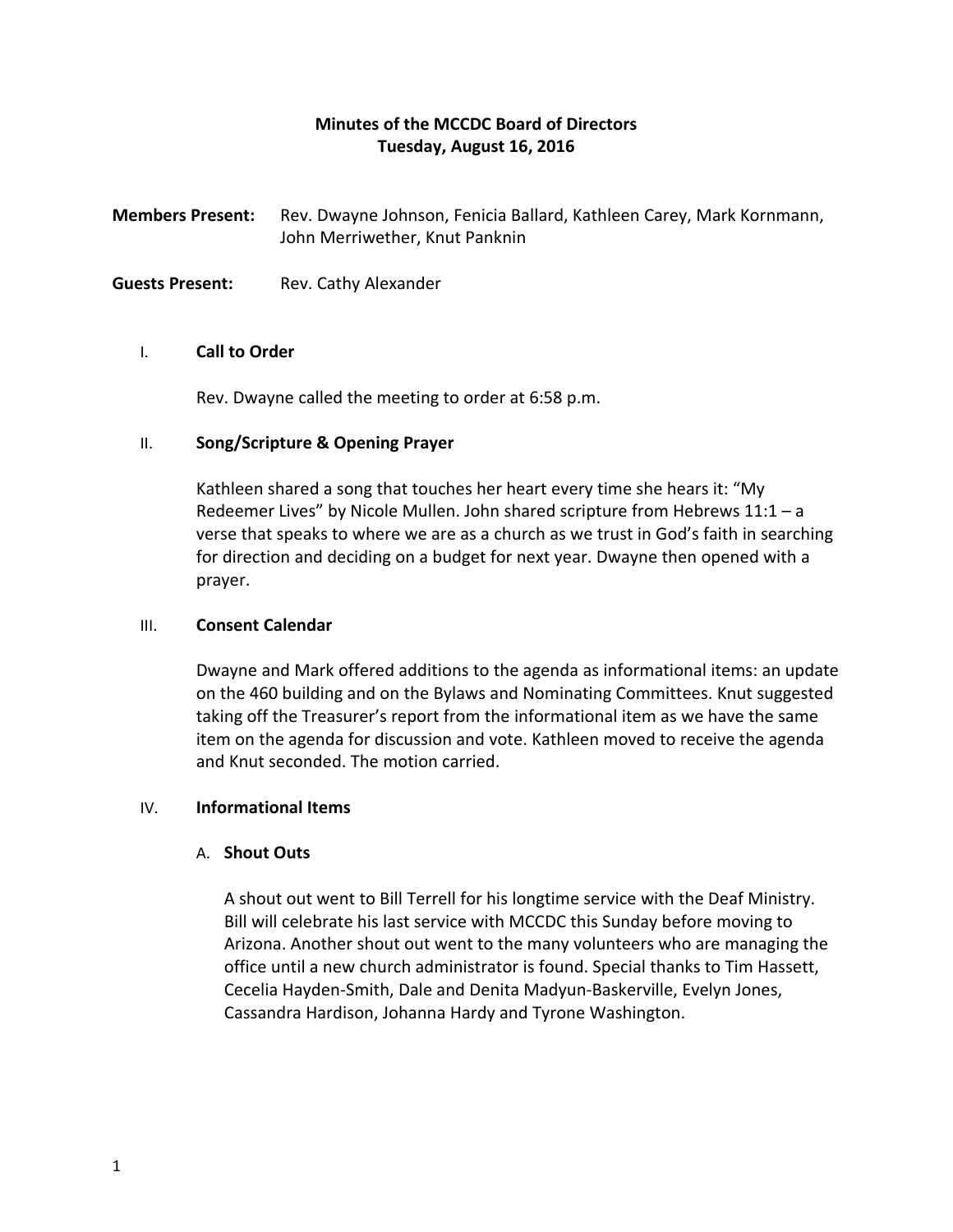# Minutes of the MCCDC Board of Directors
## Tuesday, August 16, 2016

**Members Present:** Rev. Dwayne Johnson, Fenicia Ballard, Kathleen Carey, Mark Kornmann, John Merriwether, Knut Panknin

**Guests Present:** Rev. Cathy Alexander

### I. Call to Order

Rev. Dwayne called the meeting to order at 6:58 p.m.

### II. Song/Scripture & Opening Prayer

Kathleen shared a song that touches her heart every time she hears it: "My Redeemer Lives" by Nicole Mullen. John shared scripture from Hebrews 11:1 – a verse that speaks to where we are as a church as we trust in God's faith in searching for direction and deciding on a budget for next year. Dwayne then opened with a prayer.

### III. Consent Calendar

Dwayne and Mark offered additions to the agenda as informational items: an update on the 460 building and on the Bylaws and Nominating Committees. Knut suggested taking off the Treasurer's report from the informational item as we have the same item on the agenda for discussion and vote. Kathleen moved to receive the agenda and Knut seconded. The motion carried.

### IV. Informational Items

#### A. Shout Outs

A shout out went to Bill Terrell for his longtime service with the Deaf Ministry. Bill will celebrate his last service with MCCDC this Sunday before moving to Arizona. Another shout out went to the many volunteers who are managing the office until a new church administrator is found. Special thanks to Tim Hassett, Cecelia Hayden-Smith, Dale and Denita Madyun-Baskerville, Evelyn Jones, Cassandra Hardison, Johanna Hardy and Tyrone Washington.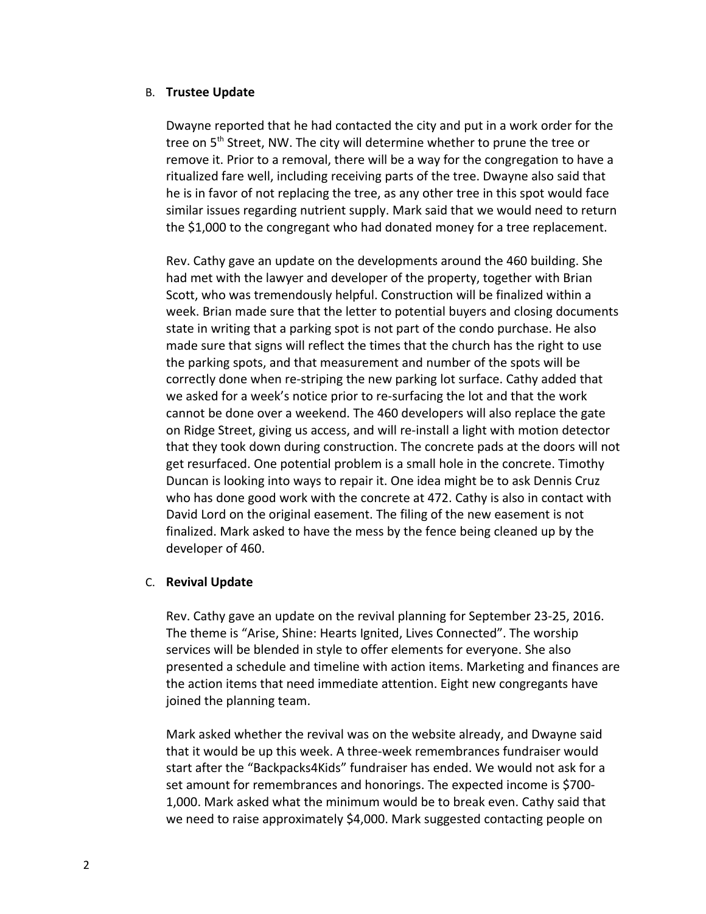B. **Trustee Update**

Dwayne reported that he had contacted the city and put in a work order for the tree on 5th Street, NW. The city will determine whether to prune the tree or remove it. Prior to a removal, there will be a way for the congregation to have a ritualized fare well, including receiving parts of the tree. Dwayne also said that he is in favor of not replacing the tree, as any other tree in this spot would face similar issues regarding nutrient supply. Mark said that we would need to return the $1,000 to the congregant who had donated money for a tree replacement.

Rev. Cathy gave an update on the developments around the 460 building. She had met with the lawyer and developer of the property, together with Brian Scott, who was tremendously helpful. Construction will be finalized within a week. Brian made sure that the letter to potential buyers and closing documents state in writing that a parking spot is not part of the condo purchase. He also made sure that signs will reflect the times that the church has the right to use the parking spots, and that measurement and number of the spots will be correctly done when re-striping the new parking lot surface. Cathy added that we asked for a week's notice prior to re-surfacing the lot and that the work cannot be done over a weekend. The 460 developers will also replace the gate on Ridge Street, giving us access, and will re-install a light with motion detector that they took down during construction. The concrete pads at the doors will not get resurfaced. One potential problem is a small hole in the concrete. Timothy Duncan is looking into ways to repair it. One idea might be to ask Dennis Cruz who has done good work with the concrete at 472. Cathy is also in contact with David Lord on the original easement. The filing of the new easement is not finalized. Mark asked to have the mess by the fence being cleaned up by the developer of 460.

C. **Revival Update**

Rev. Cathy gave an update on the revival planning for September 23-25, 2016. The theme is "Arise, Shine: Hearts Ignited, Lives Connected". The worship services will be blended in style to offer elements for everyone. She also presented a schedule and timeline with action items. Marketing and finances are the action items that need immediate attention. Eight new congregants have joined the planning team.

Mark asked whether the revival was on the website already, and Dwayne said that it would be up this week. A three-week remembrances fundraiser would start after the "Backpacks4Kids" fundraiser has ended. We would not ask for a set amount for remembrances and honorings. The expected income is $700-1,000. Mark asked what the minimum would be to break even. Cathy said that we need to raise approximately $4,000. Mark suggested contacting people on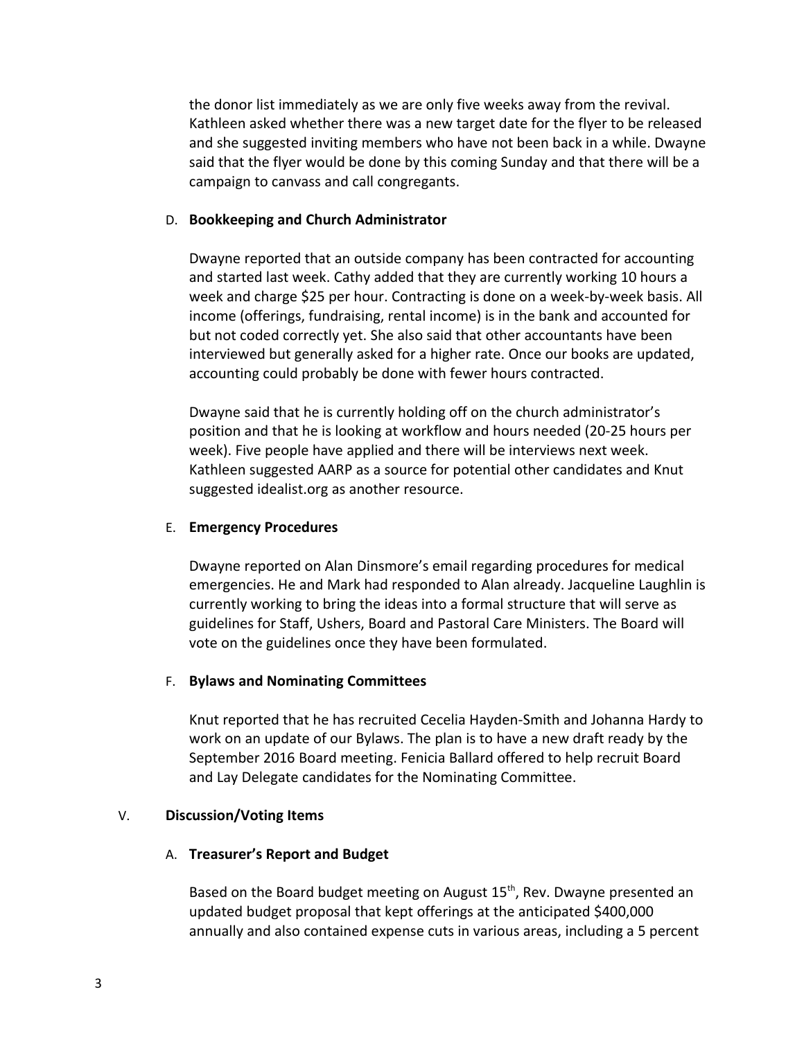the donor list immediately as we are only five weeks away from the revival. Kathleen asked whether there was a new target date for the flyer to be released and she suggested inviting members who have not been back in a while. Dwayne said that the flyer would be done by this coming Sunday and that there will be a campaign to canvass and call congregants.

D. **Bookkeeping and Church Administrator**

Dwayne reported that an outside company has been contracted for accounting and started last week. Cathy added that they are currently working 10 hours a week and charge $25 per hour. Contracting is done on a week-by-week basis. All income (offerings, fundraising, rental income) is in the bank and accounted for but not coded correctly yet. She also said that other accountants have been interviewed but generally asked for a higher rate. Once our books are updated, accounting could probably be done with fewer hours contracted.

Dwayne said that he is currently holding off on the church administrator's position and that he is looking at workflow and hours needed (20-25 hours per week). Five people have applied and there will be interviews next week. Kathleen suggested AARP as a source for potential other candidates and Knut suggested idealist.org as another resource.

E. **Emergency Procedures**

Dwayne reported on Alan Dinsmore's email regarding procedures for medical emergencies. He and Mark had responded to Alan already. Jacqueline Laughlin is currently working to bring the ideas into a formal structure that will serve as guidelines for Staff, Ushers, Board and Pastoral Care Ministers. The Board will vote on the guidelines once they have been formulated.

F. **Bylaws and Nominating Committees**

Knut reported that he has recruited Cecelia Hayden-Smith and Johanna Hardy to work on an update of our Bylaws. The plan is to have a new draft ready by the September 2016 Board meeting. Fenicia Ballard offered to help recruit Board and Lay Delegate candidates for the Nominating Committee.

V. **Discussion/Voting Items**

A. **Treasurer's Report and Budget**

Based on the Board budget meeting on August 15th, Rev. Dwayne presented an updated budget proposal that kept offerings at the anticipated $400,000 annually and also contained expense cuts in various areas, including a 5 percent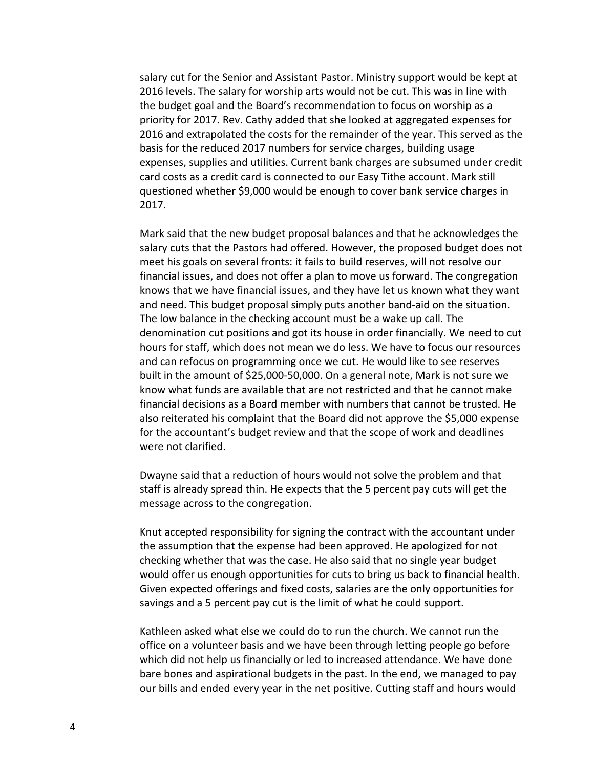salary cut for the Senior and Assistant Pastor. Ministry support would be kept at 2016 levels. The salary for worship arts would not be cut. This was in line with the budget goal and the Board's recommendation to focus on worship as a priority for 2017. Rev. Cathy added that she looked at aggregated expenses for 2016 and extrapolated the costs for the remainder of the year. This served as the basis for the reduced 2017 numbers for service charges, building usage expenses, supplies and utilities. Current bank charges are subsumed under credit card costs as a credit card is connected to our Easy Tithe account. Mark still questioned whether $9,000 would be enough to cover bank service charges in 2017.

Mark said that the new budget proposal balances and that he acknowledges the salary cuts that the Pastors had offered. However, the proposed budget does not meet his goals on several fronts: it fails to build reserves, will not resolve our financial issues, and does not offer a plan to move us forward. The congregation knows that we have financial issues, and they have let us known what they want and need. This budget proposal simply puts another band-aid on the situation. The low balance in the checking account must be a wake up call. The denomination cut positions and got its house in order financially. We need to cut hours for staff, which does not mean we do less. We have to focus our resources and can refocus on programming once we cut. He would like to see reserves built in the amount of $25,000-50,000. On a general note, Mark is not sure we know what funds are available that are not restricted and that he cannot make financial decisions as a Board member with numbers that cannot be trusted. He also reiterated his complaint that the Board did not approve the $5,000 expense for the accountant's budget review and that the scope of work and deadlines were not clarified.

Dwayne said that a reduction of hours would not solve the problem and that staff is already spread thin. He expects that the 5 percent pay cuts will get the message across to the congregation.

Knut accepted responsibility for signing the contract with the accountant under the assumption that the expense had been approved. He apologized for not checking whether that was the case. He also said that no single year budget would offer us enough opportunities for cuts to bring us back to financial health. Given expected offerings and fixed costs, salaries are the only opportunities for savings and a 5 percent pay cut is the limit of what he could support.

Kathleen asked what else we could do to run the church. We cannot run the office on a volunteer basis and we have been through letting people go before which did not help us financially or led to increased attendance. We have done bare bones and aspirational budgets in the past. In the end, we managed to pay our bills and ended every year in the net positive. Cutting staff and hours would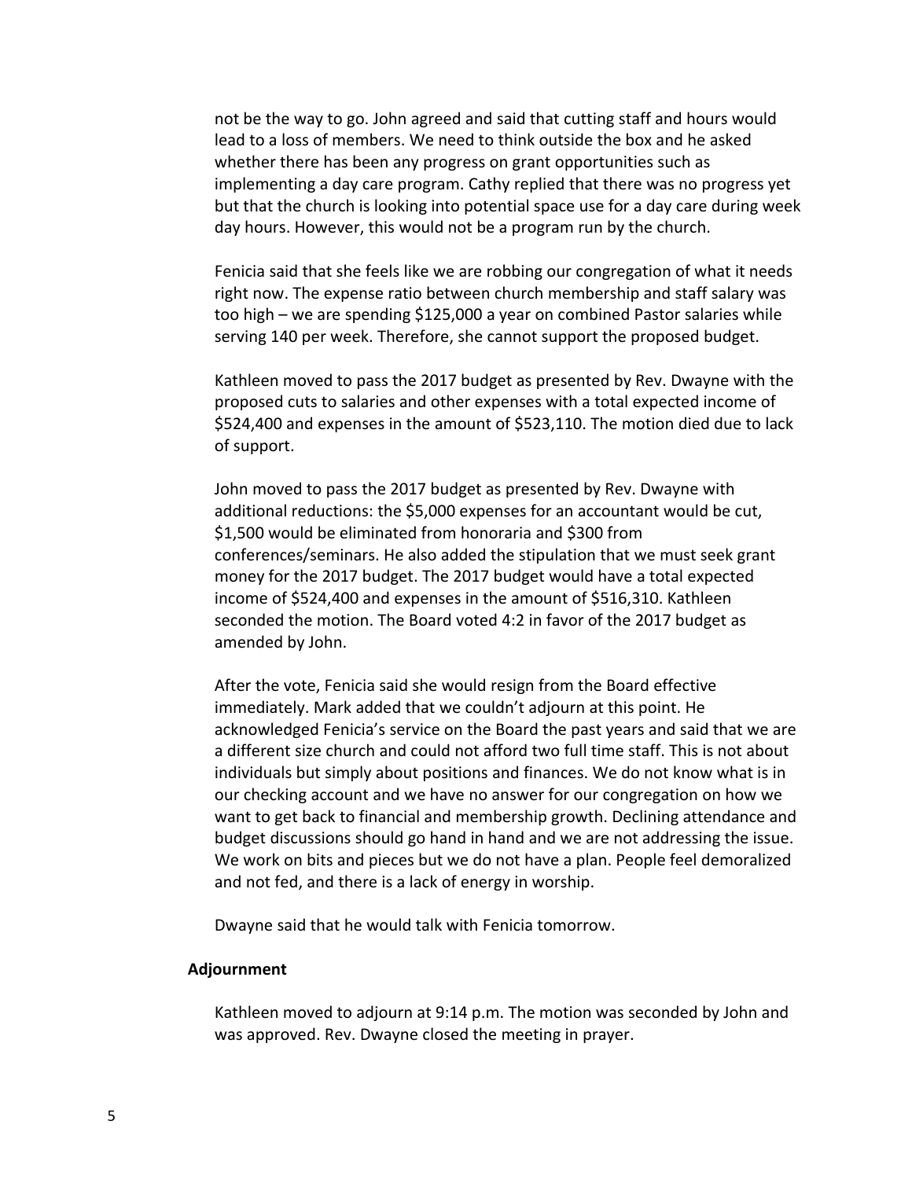not be the way to go. John agreed and said that cutting staff and hours would lead to a loss of members. We need to think outside the box and he asked whether there has been any progress on grant opportunities such as implementing a day care program. Cathy replied that there was no progress yet but that the church is looking into potential space use for a day care during week day hours. However, this would not be a program run by the church.

Fenicia said that she feels like we are robbing our congregation of what it needs right now. The expense ratio between church membership and staff salary was too high – we are spending $125,000 a year on combined Pastor salaries while serving 140 per week. Therefore, she cannot support the proposed budget.

Kathleen moved to pass the 2017 budget as presented by Rev. Dwayne with the proposed cuts to salaries and other expenses with a total expected income of $524,400 and expenses in the amount of $523,110. The motion died due to lack of support.

John moved to pass the 2017 budget as presented by Rev. Dwayne with additional reductions: the $5,000 expenses for an accountant would be cut, $1,500 would be eliminated from honoraria and $300 from conferences/seminars. He also added the stipulation that we must seek grant money for the 2017 budget. The 2017 budget would have a total expected income of $524,400 and expenses in the amount of $516,310. Kathleen seconded the motion. The Board voted 4:2 in favor of the 2017 budget as amended by John.

After the vote, Fenicia said she would resign from the Board effective immediately. Mark added that we couldn't adjourn at this point. He acknowledged Fenicia's service on the Board the past years and said that we are a different size church and could not afford two full time staff. This is not about individuals but simply about positions and finances. We do not know what is in our checking account and we have no answer for our congregation on how we want to get back to financial and membership growth. Declining attendance and budget discussions should go hand in hand and we are not addressing the issue. We work on bits and pieces but we do not have a plan. People feel demoralized and not fed, and there is a lack of energy in worship.

Dwayne said that he would talk with Fenicia tomorrow.

**Adjournment**

Kathleen moved to adjourn at 9:14 p.m. The motion was seconded by John and was approved. Rev. Dwayne closed the meeting in prayer.